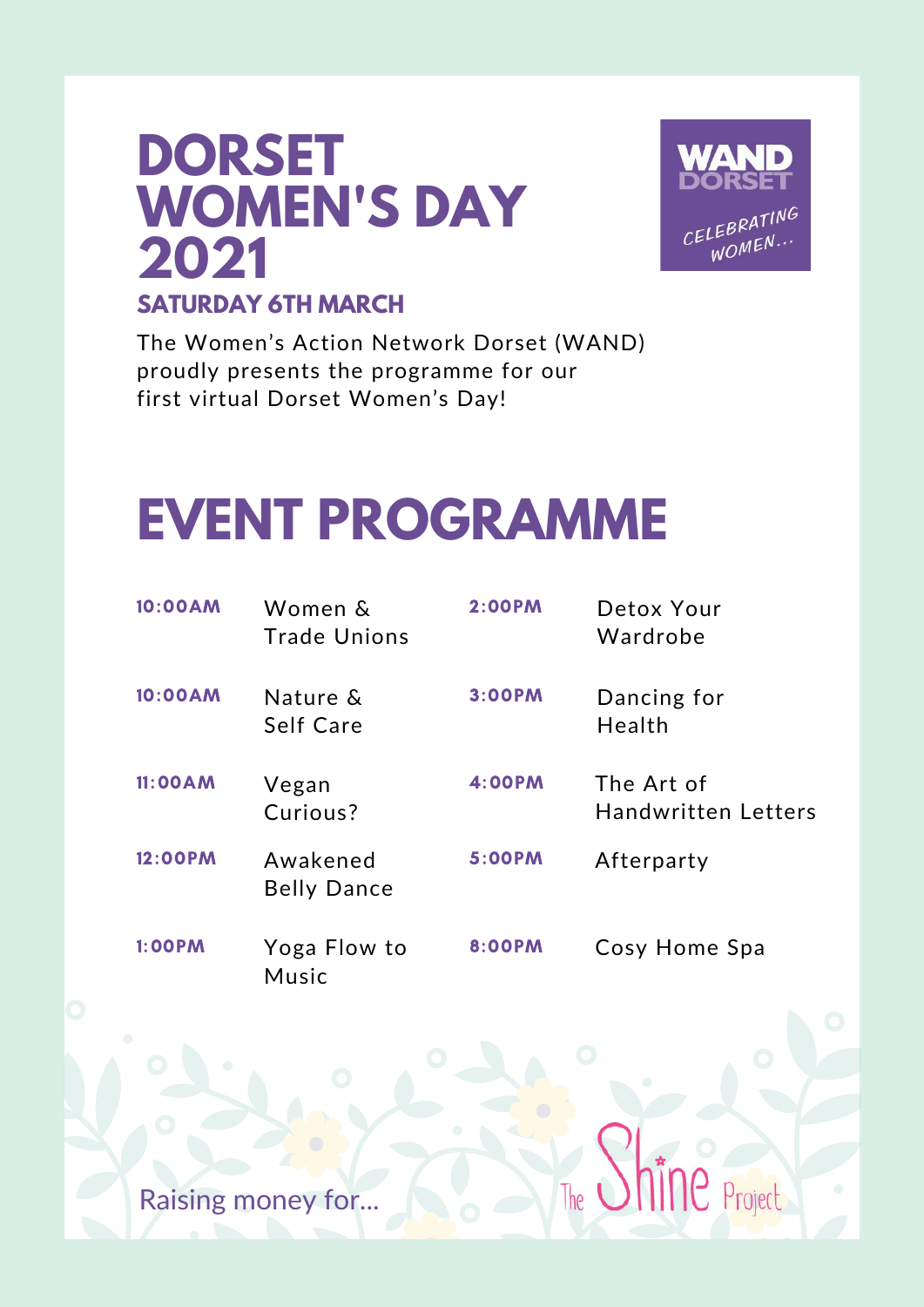# DORSET WOMEN'S DAY 2021

### SATURDAY 6TH MARCH

WAND DORSET

*CELEBRATING WOMEN...*

The Women's Action Network Dorset (WAND) proudly presents the programme for our first virtual Dorset Women's Day!

# EVENT PROGRAMME

| Time | Event |
| --- | --- |
| 10:00AM | Women & Trade Unions |
| 10:00AM | Nature & Self Care |
| 11:00AM | Vegan Curious? |
| 12:00PM | Awakened Belly Dance |
| 1:00PM | Yoga Flow to Music |
| 2:00PM | Detox Your Wardrobe |
| 3:00PM | Dancing for Health |
| 4:00PM | The Art of Handwritten Letters |
| 5:00PM | Afterparty |
| 8:00PM | Cosy Home Spa |

Raising money for... The Shine Project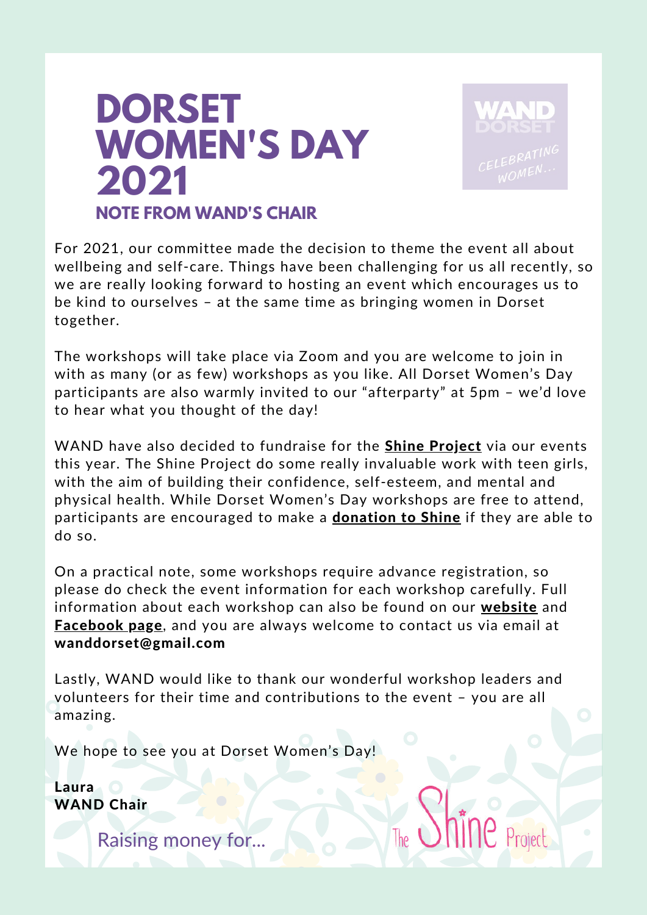# DORSET WOMEN'S DAY 2021

## NOTE FROM WAND'S CHAIR

WAND DORSET
CELEBRATING WOMEN...

For 2021, our committee made the decision to theme the event all about wellbeing and self-care. Things have been challenging for us all recently, so we are really looking forward to hosting an event which encourages us to be kind to ourselves – at the same time as bringing women in Dorset together.

The workshops will take place via Zoom and you are welcome to join in with as many (or as few) workshops as you like. All Dorset Women's Day participants are also warmly invited to our "afterparty" at 5pm – we'd love to hear what you thought of the day!

WAND have also decided to fundraise for the **Shine Project** via our events this year. The Shine Project do some really invaluable work with teen girls, with the aim of building their confidence, self-esteem, and mental and physical health. While Dorset Women's Day workshops are free to attend, participants are encouraged to make a **donation to Shine** if they are able to do so.

On a practical note, some workshops require advance registration, so please do check the event information for each workshop carefully. Full information about each workshop can also be found on our **website** and **Facebook page**, and you are always welcome to contact us via email at **wanddorset@gmail.com**

Lastly, WAND would like to thank our wonderful workshop leaders and volunteers for their time and contributions to the event – you are all amazing.

We hope to see you at Dorset Women's Day!

**Laura**
**WAND Chair**

Raising money for... The Shine Project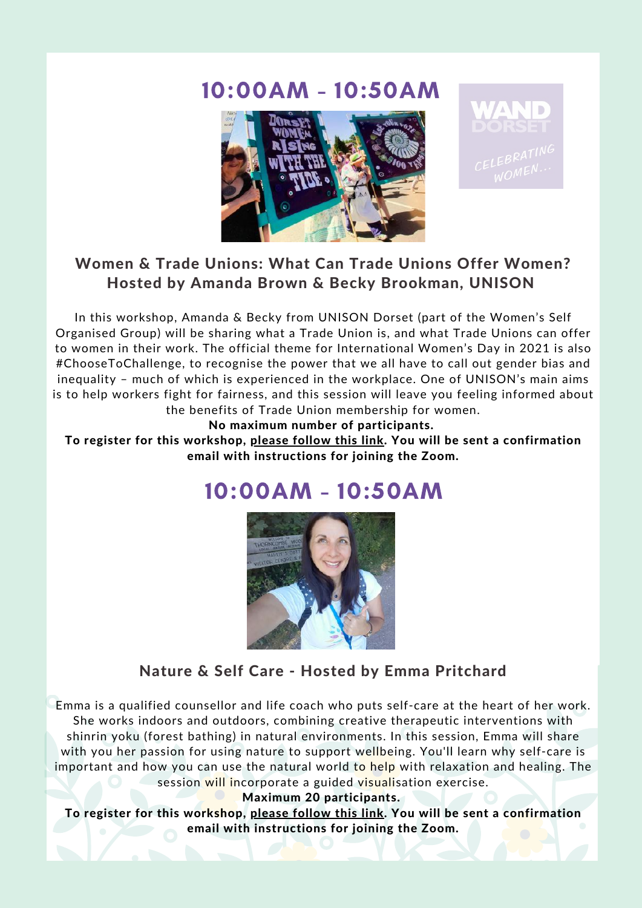## 10:00AM - 10:50AM

**Women & Trade Unions: What Can Trade Unions Offer Women? Hosted by Amanda Brown & Becky Brookman, UNISON**

In this workshop, Amanda & Becky from UNISON Dorset (part of the Women's Self Organised Group) will be sharing what a Trade Union is, and what Trade Unions can offer to women in their work. The official theme for International Women's Day in 2021 is also #ChooseToChallenge, to recognise the power that we all have to call out gender bias and inequality – much of which is experienced in the workplace. One of UNISON's main aims is to help workers fight for fairness, and this session will leave you feeling informed about the benefits of Trade Union membership for women.

**No maximum number of participants.**

**To register for this workshop, please follow this link. You will be sent a confirmation email with instructions for joining the Zoom.**

## 10:00AM - 10:50AM

**Nature & Self Care - Hosted by Emma Pritchard**

Emma is a qualified counsellor and life coach who puts self-care at the heart of her work. She works indoors and outdoors, combining creative therapeutic interventions with shinrin yoku (forest bathing) in natural environments. In this session, Emma will share with you her passion for using nature to support wellbeing. You'll learn why self-care is important and how you can use the natural world to help with relaxation and healing. The session will incorporate a guided visualisation exercise.

**Maximum 20 participants.**

**To register for this workshop, please follow this link. You will be sent a confirmation email with instructions for joining the Zoom.**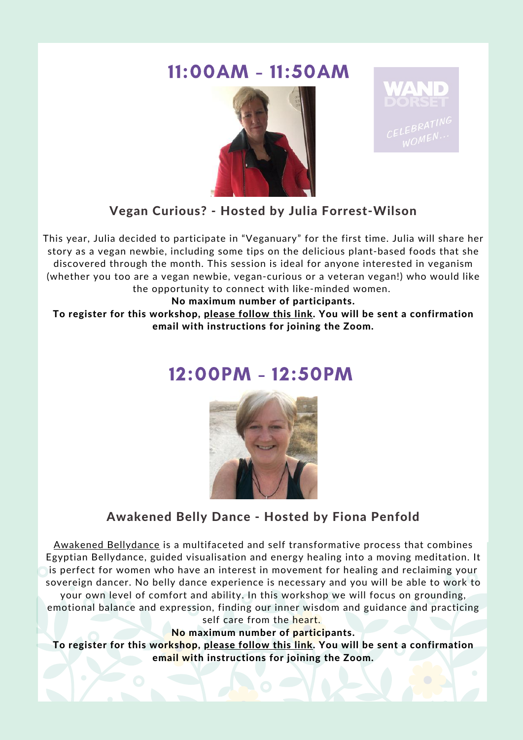## 11:00AM - 11:50AM

WAND DORSET

*CELEBRATING WOMEN...*

### Vegan Curious? - Hosted by Julia Forrest-Wilson

This year, Julia decided to participate in "Veganuary" for the first time. Julia will share her story as a vegan newbie, including some tips on the delicious plant-based foods that she discovered through the month. This session is ideal for anyone interested in veganism (whether you too are a vegan newbie, vegan-curious or a veteran vegan!) who would like the opportunity to connect with like-minded women.

**No maximum number of participants.**

**To register for this workshop, please follow this link. You will be sent a confirmation email with instructions for joining the Zoom.**

## 12:00PM - 12:50PM

### Awakened Belly Dance - Hosted by Fiona Penfold

Awakened Bellydance is a multifaceted and self transformative process that combines Egyptian Bellydance, guided visualisation and energy healing into a moving meditation. It is perfect for women who have an interest in movement for healing and reclaiming your sovereign dancer. No belly dance experience is necessary and you will be able to work to your own level of comfort and ability. In this workshop we will focus on grounding, emotional balance and expression, finding our inner wisdom and guidance and practicing self care from the heart.

**No maximum number of participants.**

**To register for this workshop, please follow this link. You will be sent a confirmation email with instructions for joining the Zoom.**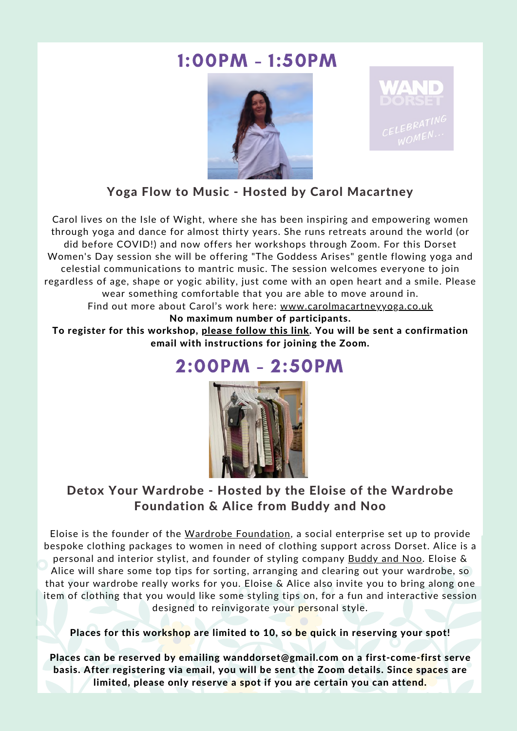# 1:00PM - 1:50PM

WAND DORSET

*CELEBRATING WOMEN...*

### Yoga Flow to Music - Hosted by Carol Macartney

Carol lives on the Isle of Wight, where she has been inspiring and empowering women through yoga and dance for almost thirty years. She runs retreats around the world (or did before COVID!) and now offers her workshops through Zoom. For this Dorset Women's Day session she will be offering "The Goddess Arises" gentle flowing yoga and celestial communications to mantric music. The session welcomes everyone to join regardless of age, shape or yogic ability, just come with an open heart and a smile. Please wear something comfortable that you are able to move around in.
Find out more about Carol's work here: www.carolmacartneyyoga.co.uk

**No maximum number of participants.**

**To register for this workshop, please follow this link. You will be sent a confirmation email with instructions for joining the Zoom.**

# 2:00PM - 2:50PM

### Detox Your Wardrobe - Hosted by the Eloise of the Wardrobe Foundation & Alice from Buddy and Noo

Eloise is the founder of the Wardrobe Foundation, a social enterprise set up to provide bespoke clothing packages to women in need of clothing support across Dorset. Alice is a personal and interior stylist, and founder of styling company Buddy and Noo. Eloise & Alice will share some top tips for sorting, arranging and clearing out your wardrobe, so that your wardrobe really works for you. Eloise & Alice also invite you to bring along one item of clothing that you would like some styling tips on, for a fun and interactive session designed to reinvigorate your personal style.

**Places for this workshop are limited to 10, so be quick in reserving your spot!**

**Places can be reserved by emailing wanddorset@gmail.com on a first-come-first serve basis. After registering via email, you will be sent the Zoom details. Since spaces are limited, please only reserve a spot if you are certain you can attend.**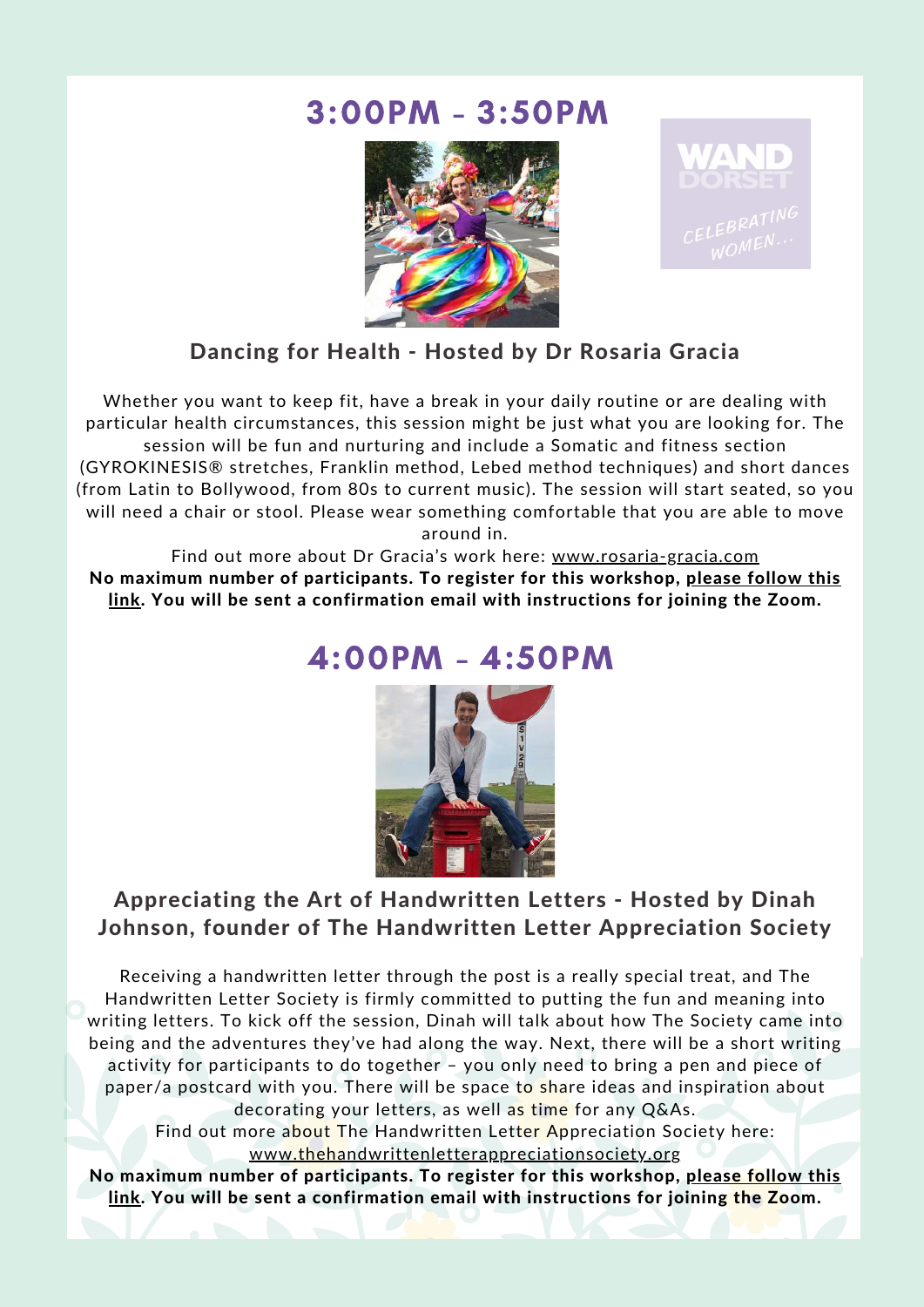## 3:00PM - 3:50PM

WAND DORSET
CELEBRATING WOMEN...

### Dancing for Health - Hosted by Dr Rosaria Gracia

Whether you want to keep fit, have a break in your daily routine or are dealing with particular health circumstances, this session might be just what you are looking for. The session will be fun and nurturing and include a Somatic and fitness section (GYROKINESIS® stretches, Franklin method, Lebed method techniques) and short dances (from Latin to Bollywood, from 80s to current music). The session will start seated, so you will need a chair or stool. Please wear something comfortable that you are able to move around in.

Find out more about Dr Gracia's work here: www.rosaria-gracia.com

**No maximum number of participants. To register for this workshop, please follow this link. You will be sent a confirmation email with instructions for joining the Zoom.**

## 4:00PM - 4:50PM

### Appreciating the Art of Handwritten Letters - Hosted by Dinah Johnson, founder of The Handwritten Letter Appreciation Society

Receiving a handwritten letter through the post is a really special treat, and The Handwritten Letter Society is firmly committed to putting the fun and meaning into writing letters. To kick off the session, Dinah will talk about how The Society came into being and the adventures they've had along the way. Next, there will be a short writing activity for participants to do together – you only need to bring a pen and piece of paper/a postcard with you. There will be space to share ideas and inspiration about decorating your letters, as well as time for any Q&As.

Find out more about The Handwritten Letter Appreciation Society here: www.thehandwrittenletterappreciationsociety.org

**No maximum number of participants. To register for this workshop, please follow this link. You will be sent a confirmation email with instructions for joining the Zoom.**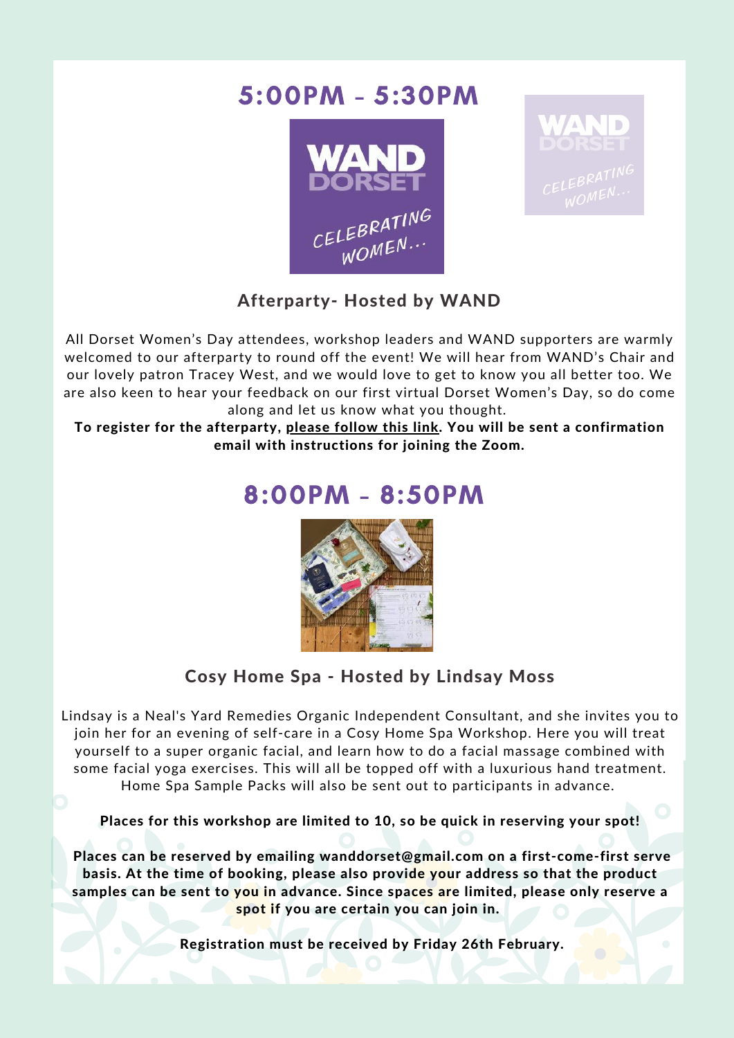## 5:00PM – 5:30PM

### Afterparty- Hosted by WAND

All Dorset Women's Day attendees, workshop leaders and WAND supporters are warmly welcomed to our afterparty to round off the event! We will hear from WAND's Chair and our lovely patron Tracey West, and we would love to get to know you all better too. We are also keen to hear your feedback on our first virtual Dorset Women's Day, so do come along and let us know what you thought.

**To register for the afterparty, please follow this link. You will be sent a confirmation email with instructions for joining the Zoom.**

## 8:00PM – 8:50PM

### Cosy Home Spa - Hosted by Lindsay Moss

Lindsay is a Neal's Yard Remedies Organic Independent Consultant, and she invites you to join her for an evening of self-care in a Cosy Home Spa Workshop. Here you will treat yourself to a super organic facial, and learn how to do a facial massage combined with some facial yoga exercises. This will all be topped off with a luxurious hand treatment. Home Spa Sample Packs will also be sent out to participants in advance.

**Places for this workshop are limited to 10, so be quick in reserving your spot!**

**Places can be reserved by emailing wanddorset@gmail.com on a first-come-first serve basis. At the time of booking, please also provide your address so that the product samples can be sent to you in advance. Since spaces are limited, please only reserve a spot if you are certain you can join in.**

**Registration must be received by Friday 26th February.**